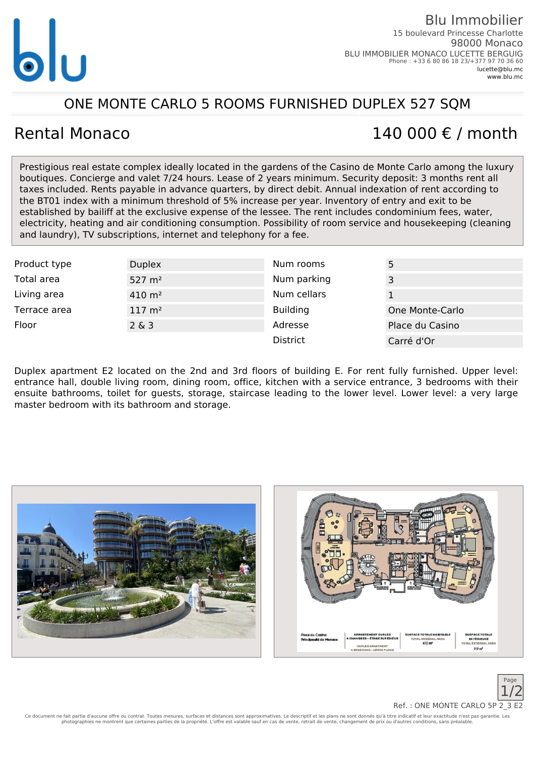Blu Immobilier
15 boulevard Princesse Charlotte
98000 Monaco
BLU IMMOBILIER MONACO LUCETTE BERGUIG
Phone : +33 6 80 86 18 23/+377 97 70 36 60
lucette@blu.mc
www.blu.mc

# ONE MONTE CARLO 5 ROOMS FURNISHED DUPLEX 527 SQM

## Rental Monaco

## 140 000 € / month

Prestigious real estate complex ideally located in the gardens of the Casino de Monte Carlo among the luxury boutiques. Concierge and valet 7/24 hours. Lease of 2 years minimum. Security deposit: 3 months rent all taxes included. Rents payable in advance quarters, by direct debit. Annual indexation of rent according to the BT01 index with a minimum threshold of 5% increase per year. Inventory of entry and exit to be established by bailiff at the exclusive expense of the lessee. The rent includes condominium fees, water, electricity, heating and air conditioning consumption. Possibility of room service and housekeeping (cleaning and laundry), TV subscriptions, internet and telephony for a fee.

| | | | |
|---|---|---|---|
| Product type | Duplex | Num rooms | 5 |
| Total area | 527 m² | Num parking | 3 |
| Living area | 410 m² | Num cellars | 1 |
| Terrace area | 117 m² | Building | One Monte-Carlo |
| Floor | 2 & 3 | Adresse | Place du Casino |
| | | District | Carré d'Or |

Duplex apartment E2 located on the 2nd and 3rd floors of building E. For rent fully furnished. Upper level: entrance hall, double living room, dining room, office, kitchen with a service entrance, 3 bedrooms with their ensuite bathrooms, toilet for guests, storage, staircase leading to the lower level. Lower level: a very large master bedroom with its bathroom and storage.

Ref. : ONE MONTE CARLO 5P 2_3 E2

Ce document ne fait partie d'aucune offre ou contrat. Toutes mesures, surfaces et distances sont approximatives. Le descriptif et les plans ne sont donnés qu'à titre indicatif et leur exactitude n'est pas garantie. Les photographies ne montrent que certaines parties de la propriété. L'offre est valable sauf en cas de vente, retrait de vente, changement de prix ou d'autres conditions, sans préalable.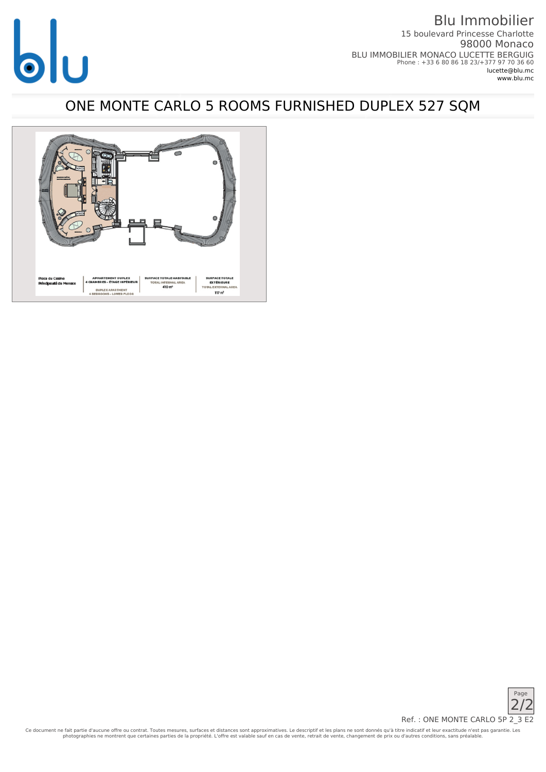Blu Immobilier
15 boulevard Princesse Charlotte
98000 Monaco
BLU IMMOBILIER MONACO LUCETTE BERGUIG
Phone : +33 6 80 86 18 23/+377 97 70 36 60
lucette@blu.mc
www.blu.mc

# ONE MONTE CARLO 5 ROOMS FURNISHED DUPLEX 527 SQM

Place du Casino
Principauté de Monaco

APPARTEMENT DUPLEX
4 CHAMBRES - ÉTAGE INFÉRIEUR
DUPLEX APARTMENT
4 BEDROOMS - LOWER FLOOR

SURFACE TOTALE HABITABLE
TOTAL INTERNAL AREA
410 m²

SURFACE TOTALE EXTÉRIEURE
TOTAL EXTERNAL AREA
117 m²

Ref. : ONE MONTE CARLO 5P 2_3 E2

Ce document ne fait partie d'aucune offre ou contrat. Toutes mesures, surfaces et distances sont approximatives. Le descriptif et les plans ne sont donnés qu'à titre indicatif et leur exactitude n'est pas garantie. Les photographies ne montrent que certaines parties de la propriété. L'offre est valable sauf en cas de vente, retrait de vente, changement de prix ou d'autres conditions, sans préalable.